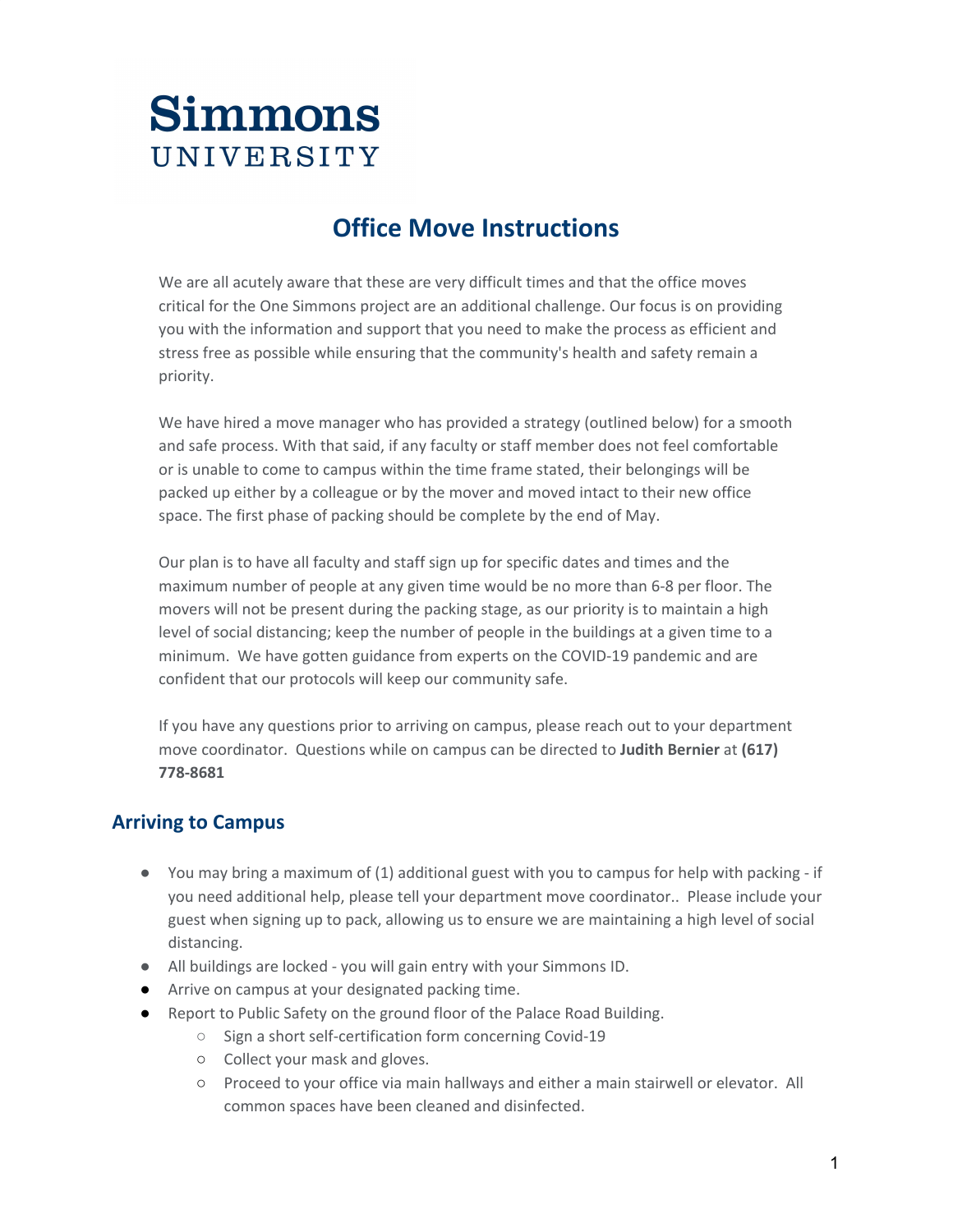Simmons
UNIVERSITY

# Office Move Instructions

We are all acutely aware that these are very difficult times and that the office moves critical for the One Simmons project are an additional challenge. Our focus is on providing you with the information and support that you need to make the process as efficient and stress free as possible while ensuring that the community's health and safety remain a priority.

We have hired a move manager who has provided a strategy (outlined below) for a smooth and safe process. With that said, if any faculty or staff member does not feel comfortable or is unable to come to campus within the time frame stated, their belongings will be packed up either by a colleague or by the mover and moved intact to their new office space. The first phase of packing should be complete by the end of May.

Our plan is to have all faculty and staff sign up for specific dates and times and the maximum number of people at any given time would be no more than 6-8 per floor. The movers will not be present during the packing stage, as our priority is to maintain a high level of social distancing; keep the number of people in the buildings at a given time to a minimum. We have gotten guidance from experts on the COVID-19 pandemic and are confident that our protocols will keep our community safe.

If you have any questions prior to arriving on campus, please reach out to your department move coordinator. Questions while on campus can be directed to **Judith Bernier** at **(617) 778-8681**

## Arriving to Campus

- You may bring a maximum of (1) additional guest with you to campus for help with packing - if you need additional help, please tell your department move coordinator.. Please include your guest when signing up to pack, allowing us to ensure we are maintaining a high level of social distancing.
- All buildings are locked - you will gain entry with your Simmons ID.
- Arrive on campus at your designated packing time.
- Report to Public Safety on the ground floor of the Palace Road Building.
  - Sign a short self-certification form concerning Covid-19
  - Collect your mask and gloves.
  - Proceed to your office via main hallways and either a main stairwell or elevator. All common spaces have been cleaned and disinfected.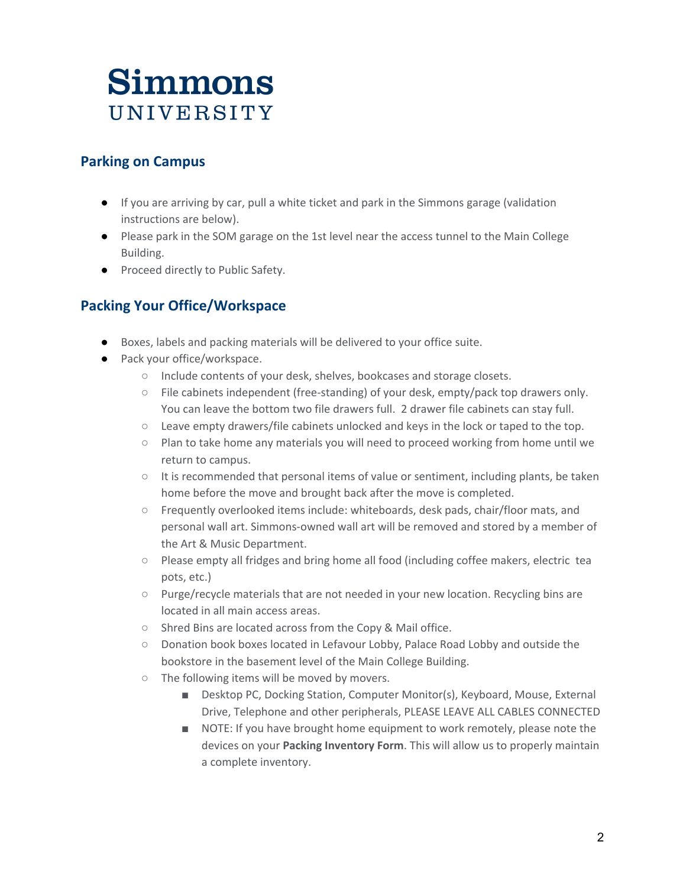Simmons
UNIVERSITY

## Parking on Campus

- If you are arriving by car, pull a white ticket and park in the Simmons garage (validation instructions are below).
- Please park in the SOM garage on the 1st level near the access tunnel to the Main College Building.
- Proceed directly to Public Safety.

## Packing Your Office/Workspace

- Boxes, labels and packing materials will be delivered to your office suite.
- Pack your office/workspace.
  - Include contents of your desk, shelves, bookcases and storage closets.
  - File cabinets independent (free-standing) of your desk, empty/pack top drawers only. You can leave the bottom two file drawers full. 2 drawer file cabinets can stay full.
  - Leave empty drawers/file cabinets unlocked and keys in the lock or taped to the top.
  - Plan to take home any materials you will need to proceed working from home until we return to campus.
  - It is recommended that personal items of value or sentiment, including plants, be taken home before the move and brought back after the move is completed.
  - Frequently overlooked items include: whiteboards, desk pads, chair/floor mats, and personal wall art. Simmons-owned wall art will be removed and stored by a member of the Art & Music Department.
  - Please empty all fridges and bring home all food (including coffee makers, electric tea pots, etc.)
  - Purge/recycle materials that are not needed in your new location. Recycling bins are located in all main access areas.
  - Shred Bins are located across from the Copy & Mail office.
  - Donation book boxes located in Lefavour Lobby, Palace Road Lobby and outside the bookstore in the basement level of the Main College Building.
  - The following items will be moved by movers.
    - Desktop PC, Docking Station, Computer Monitor(s), Keyboard, Mouse, External Drive, Telephone and other peripherals, PLEASE LEAVE ALL CABLES CONNECTED
    - NOTE: If you have brought home equipment to work remotely, please note the devices on your **Packing Inventory Form**. This will allow us to properly maintain a complete inventory.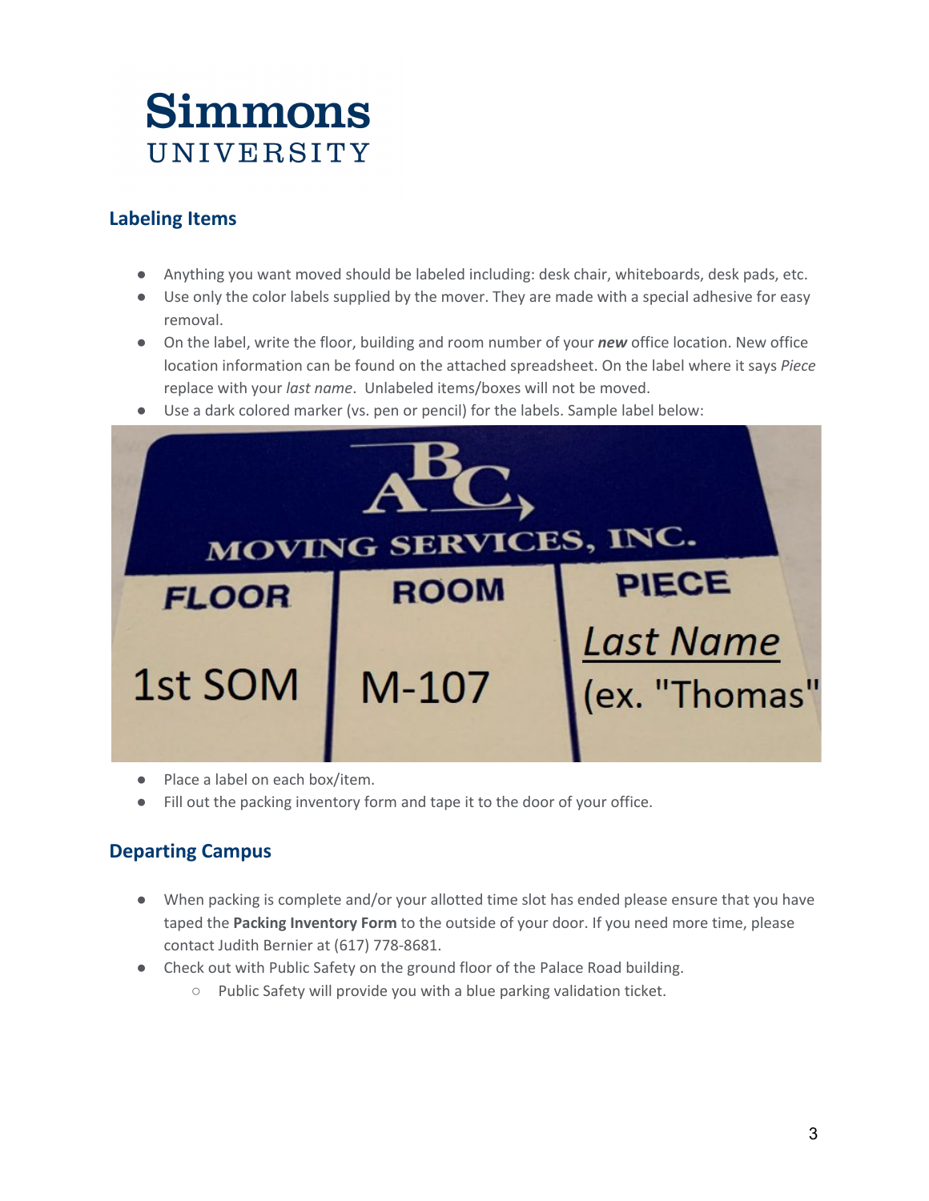Simmons
UNIVERSITY

## Labeling Items

- Anything you want moved should be labeled including: desk chair, whiteboards, desk pads, etc.
- Use only the color labels supplied by the mover. They are made with a special adhesive for easy removal.
- On the label, write the floor, building and room number of your ***new*** office location. New office location information can be found on the attached spreadsheet. On the label where it says *Piece* replace with your *last name*. Unlabeled items/boxes will not be moved.
- Use a dark colored marker (vs. pen or pencil) for the labels. Sample label below:

ABC MOVING SERVICES, INC.

| FLOOR | ROOM | PIECE |
|---|---|---|
| 1st SOM | M-107 | Last Name (ex. "Thomas") |

- Place a label on each box/item.
- Fill out the packing inventory form and tape it to the door of your office.

## Departing Campus

- When packing is complete and/or your allotted time slot has ended please ensure that you have taped the **Packing Inventory Form** to the outside of your door. If you need more time, please contact Judith Bernier at (617) 778-8681.
- Check out with Public Safety on the ground floor of the Palace Road building.
  - Public Safety will provide you with a blue parking validation ticket.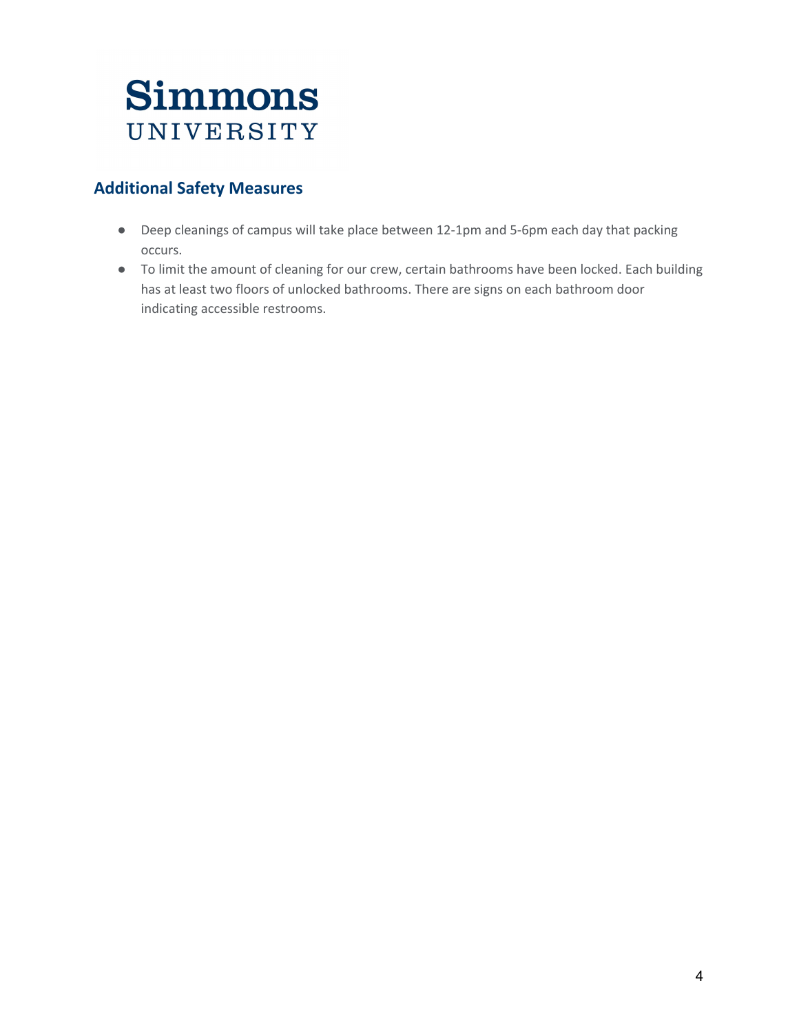Simmons
UNIVERSITY

## Additional Safety Measures

- Deep cleanings of campus will take place between 12-1pm and 5-6pm each day that packing occurs.
- To limit the amount of cleaning for our crew, certain bathrooms have been locked. Each building has at least two floors of unlocked bathrooms. There are signs on each bathroom door indicating accessible restrooms.